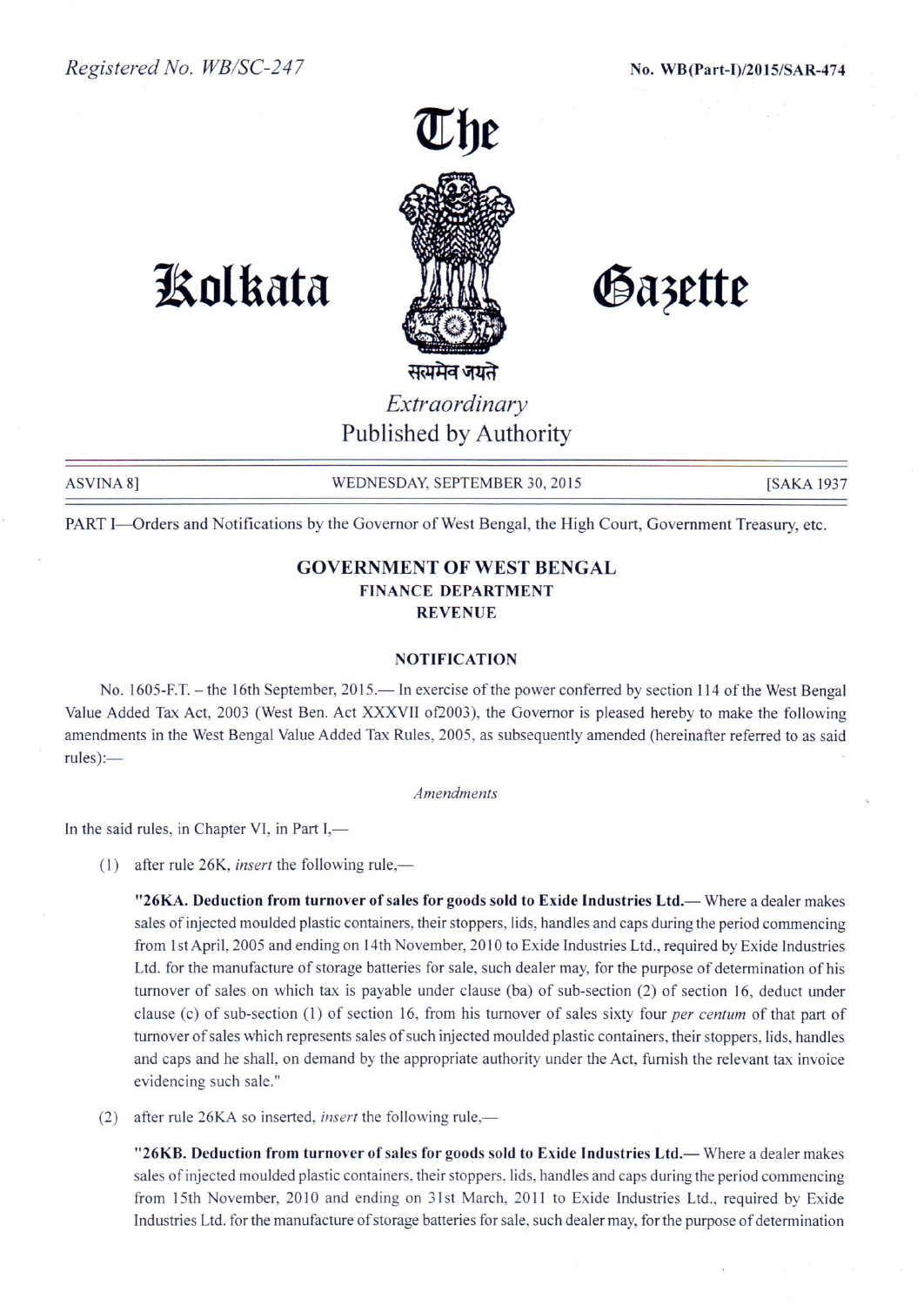Registered No. WB/SC-247

No. WB(Part-I)/2015/SAR-474

# The Kolkata Gazette

सत्यमेव जयते

*Extraordinary*

Published by Authority

ASVINA 8] WEDNESDAY, SEPTEMBER 30, 2015 [SAKA 1937

PART I—Orders and Notifications by the Governor of West Bengal, the High Court, Government Treasury, etc.

## GOVERNMENT OF WEST BENGAL
### FINANCE DEPARTMENT
### REVENUE

### NOTIFICATION

No. 1605-F.T. – the 16th September, 2015.— In exercise of the power conferred by section 114 of the West Bengal Value Added Tax Act, 2003 (West Ben. Act XXXVII of2003), the Governor is pleased hereby to make the following amendments in the West Bengal Value Added Tax Rules, 2005, as subsequently amended (hereinafter referred to as said rules):—

*Amendments*

In the said rules, in Chapter VI, in Part I,—

(1) after rule 26K, *insert* the following rule,—

"**26KA. Deduction from turnover of sales for goods sold to Exide Industries Ltd.**— Where a dealer makes sales of injected moulded plastic containers, their stoppers, lids, handles and caps during the period commencing from 1st April, 2005 and ending on 14th November, 2010 to Exide Industries Ltd., required by Exide Industries Ltd. for the manufacture of storage batteries for sale, such dealer may, for the purpose of determination of his turnover of sales on which tax is payable under clause (ba) of sub-section (2) of section 16, deduct under clause (c) of sub-section (1) of section 16, from his turnover of sales sixty four *per centum* of that part of turnover of sales which represents sales of such injected moulded plastic containers, their stoppers, lids, handles and caps and he shall, on demand by the appropriate authority under the Act, furnish the relevant tax invoice evidencing such sale."

(2) after rule 26KA so inserted, *insert* the following rule,—

"**26KB. Deduction from turnover of sales for goods sold to Exide Industries Ltd.**— Where a dealer makes sales of injected moulded plastic containers, their stoppers, lids, handles and caps during the period commencing from 15th November, 2010 and ending on 31st March, 2011 to Exide Industries Ltd., required by Exide Industries Ltd. for the manufacture of storage batteries for sale, such dealer may, for the purpose of determination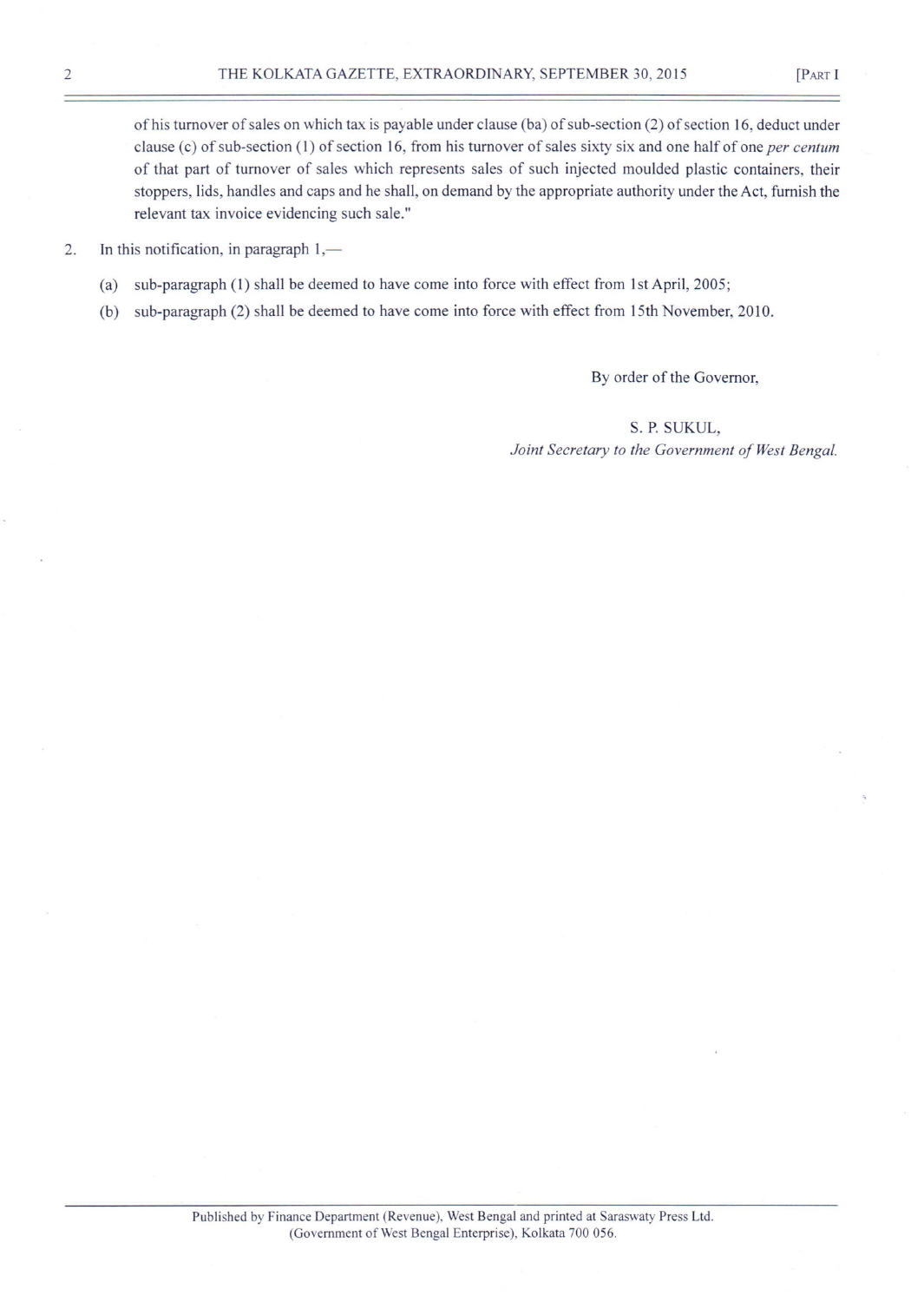of his turnover of sales on which tax is payable under clause (ba) of sub-section (2) of section 16, deduct under clause (c) of sub-section (1) of section 16, from his turnover of sales sixty six and one half of one *per centum* of that part of turnover of sales which represents sales of such injected moulded plastic containers, their stoppers, lids, handles and caps and he shall, on demand by the appropriate authority under the Act, furnish the relevant tax invoice evidencing such sale."

2. In this notification, in paragraph 1,—

   (a) sub-paragraph (1) shall be deemed to have come into force with effect from 1st April, 2005;

   (b) sub-paragraph (2) shall be deemed to have come into force with effect from 15th November, 2010.

By order of the Governor,

S. P. SUKUL,
*Joint Secretary to the Government of West Bengal.*

Published by Finance Department (Revenue), West Bengal and printed at Saraswaty Press Ltd. (Government of West Bengal Enterprise), Kolkata 700 056.